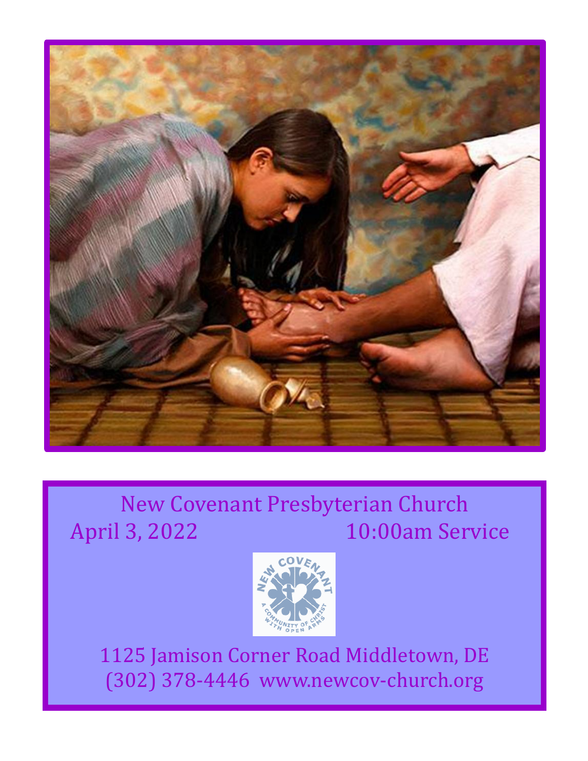# New Covenant Presbyterian Church

April 3, 2022 10:00am Service

1125 Jamison Corner Road Middletown, DE
(302) 378-4446 www.newcov-church.org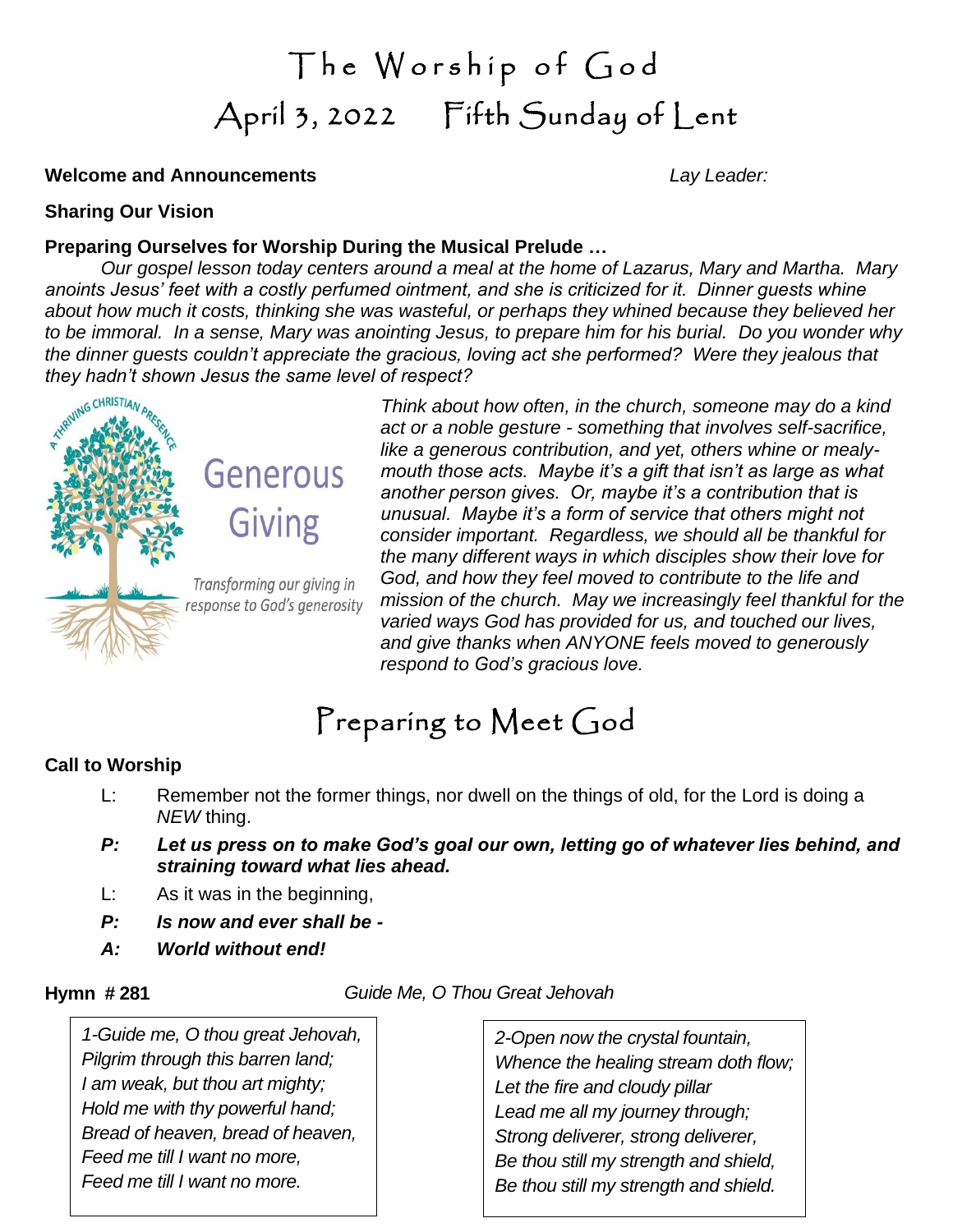# The Worship of God

## April 3, 2022 Fifth Sunday of Lent

**Welcome and Announcements** *Lay Leader:*

**Sharing Our Vision**

**Preparing Ourselves for Worship During the Musical Prelude …**

*Our gospel lesson today centers around a meal at the home of Lazarus, Mary and Martha. Mary anoints Jesus' feet with a costly perfumed ointment, and she is criticized for it. Dinner guests whine about how much it costs, thinking she was wasteful, or perhaps they whined because they believed her to be immoral. In a sense, Mary was anointing Jesus, to prepare him for his burial. Do you wonder why the dinner guests couldn't appreciate the gracious, loving act she performed? Were they jealous that they hadn't shown Jesus the same level of respect?*

A THRIVING CHRISTIAN PRESENCE

Generous Giving

*Transforming our giving in response to God's generosity*

*Think about how often, in the church, someone may do a kind act or a noble gesture - something that involves self-sacrifice, like a generous contribution, and yet, others whine or mealy-mouth those acts. Maybe it's a gift that isn't as large as what another person gives. Or, maybe it's a contribution that is unusual. Maybe it's a form of service that others might not consider important. Regardless, we should all be thankful for the many different ways in which disciples show their love for God, and how they feel moved to contribute to the life and mission of the church. May we increasingly feel thankful for the varied ways God has provided for us, and touched our lives, and give thanks when ANYONE feels moved to generously respond to God's gracious love.*

# Preparing to Meet God

**Call to Worship**

L: Remember not the former things, nor dwell on the things of old, for the Lord is doing a *NEW* thing.

***P: Let us press on to make God's goal our own, letting go of whatever lies behind, and straining toward what lies ahead.***

L: As it was in the beginning,

***P: Is now and ever shall be -***

***A: World without end!***

**Hymn # 281** *Guide Me, O Thou Great Jehovah*

*1-Guide me, O thou great Jehovah,*
*Pilgrim through this barren land;*
*I am weak, but thou art mighty;*
*Hold me with thy powerful hand;*
*Bread of heaven, bread of heaven,*
*Feed me till I want no more,*
*Feed me till I want no more.*

*2-Open now the crystal fountain,*
*Whence the healing stream doth flow;*
*Let the fire and cloudy pillar*
*Lead me all my journey through;*
*Strong deliverer, strong deliverer,*
*Be thou still my strength and shield,*
*Be thou still my strength and shield.*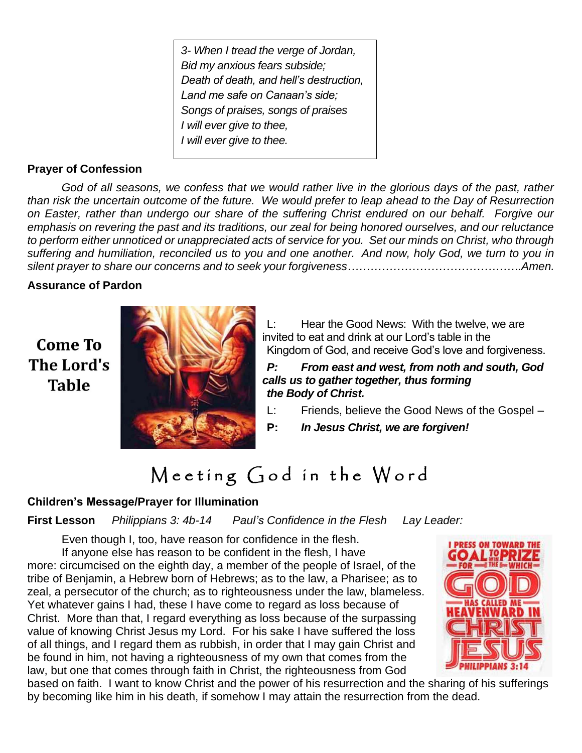*3- When I tread the verge of Jordan,*
*Bid my anxious fears subside;*
*Death of death, and hell's destruction,*
*Land me safe on Canaan's side;*
*Songs of praises, songs of praises*
*I will ever give to thee,*
*I will ever give to thee.*

**Prayer of Confession**

*God of all seasons, we confess that we would rather live in the glorious days of the past, rather than risk the uncertain outcome of the future. We would prefer to leap ahead to the Day of Resurrection on Easter, rather than undergo our share of the suffering Christ endured on our behalf. Forgive our emphasis on revering the past and its traditions, our zeal for being honored ourselves, and our reluctance to perform either unnoticed or unappreciated acts of service for you. Set our minds on Christ, who through suffering and humiliation, reconciled us to you and one another. And now, holy God, we turn to you in silent prayer to share our concerns and to seek your forgiveness……………………………………..Amen.*

**Assurance of Pardon**

**Come To The Lord's Table**

L: Hear the Good News: With the twelve, we are invited to eat and drink at our Lord's table in the Kingdom of God, and receive God's love and forgiveness.

***P: From east and west, from noth and south, God calls us to gather together, thus forming the Body of Christ.***

L: Friends, believe the Good News of the Gospel –

**P:** ***In Jesus Christ, we are forgiven!***

# Meeting God in the Word

**Children's Message/Prayer for Illumination**

**First Lesson** *Philippians 3: 4b-14* *Paul's Confidence in the Flesh* *Lay Leader:*

Even though I, too, have reason for confidence in the flesh.

If anyone else has reason to be confident in the flesh, I have more: circumcised on the eighth day, a member of the people of Israel, of the tribe of Benjamin, a Hebrew born of Hebrews; as to the law, a Pharisee; as to zeal, a persecutor of the church; as to righteousness under the law, blameless. Yet whatever gains I had, these I have come to regard as loss because of Christ. More than that, I regard everything as loss because of the surpassing value of knowing Christ Jesus my Lord. For his sake I have suffered the loss of all things, and I regard them as rubbish, in order that I may gain Christ and be found in him, not having a righteousness of my own that comes from the law, but one that comes through faith in Christ, the righteousness from God based on faith. I want to know Christ and the power of his resurrection and the sharing of his sufferings by becoming like him in his death, if somehow I may attain the resurrection from the dead.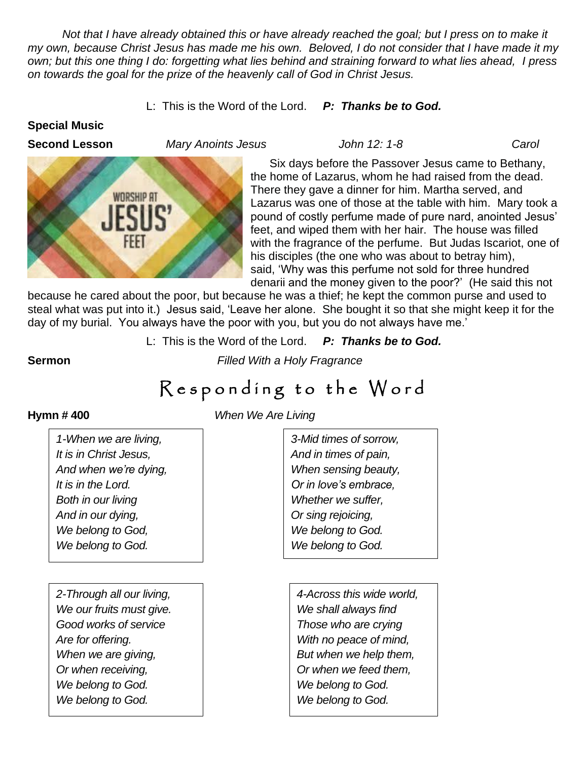*Not that I have already obtained this or have already reached the goal; but I press on to make it my own, because Christ Jesus has made me his own. Beloved, I do not consider that I have made it my own; but this one thing I do: forgetting what lies behind and straining forward to what lies ahead, I press on towards the goal for the prize of the heavenly call of God in Christ Jesus.*

L: This is the Word of the Lord. ***P: Thanks be to God.***

**Special Music**

**Second Lesson** *Mary Anoints Jesus* *John 12: 1-8* *Carol*

Six days before the Passover Jesus came to Bethany, the home of Lazarus, whom he had raised from the dead. There they gave a dinner for him. Martha served, and Lazarus was one of those at the table with him. Mary took a pound of costly perfume made of pure nard, anointed Jesus' feet, and wiped them with her hair. The house was filled with the fragrance of the perfume. But Judas Iscariot, one of his disciples (the one who was about to betray him), said, 'Why was this perfume not sold for three hundred denarii and the money given to the poor?' (He said this not because he cared about the poor, but because he was a thief; he kept the common purse and used to steal what was put into it.) Jesus said, 'Leave her alone. She bought it so that she might keep it for the day of my burial. You always have the poor with you, but you do not always have me.'

L: This is the Word of the Lord. ***P: Thanks be to God.***

**Sermon** *Filled With a Holy Fragrance*

# Responding to the Word

**Hymn # 400** *When We Are Living*

*1-When we are living,*
*It is in Christ Jesus,*
*And when we're dying,*
*It is in the Lord.*
*Both in our living*
*And in our dying,*
*We belong to God,*
*We belong to God.*

*2-Through all our living,*
*We our fruits must give.*
*Good works of service*
*Are for offering.*
*When we are giving,*
*Or when receiving,*
*We belong to God.*
*We belong to God.*

*3-Mid times of sorrow,*
*And in times of pain,*
*When sensing beauty,*
*Or in love's embrace,*
*Whether we suffer,*
*Or sing rejoicing,*
*We belong to God.*
*We belong to God.*

*4-Across this wide world,*
*We shall always find*
*Those who are crying*
*With no peace of mind,*
*But when we help them,*
*Or when we feed them,*
*We belong to God.*
*We belong to God.*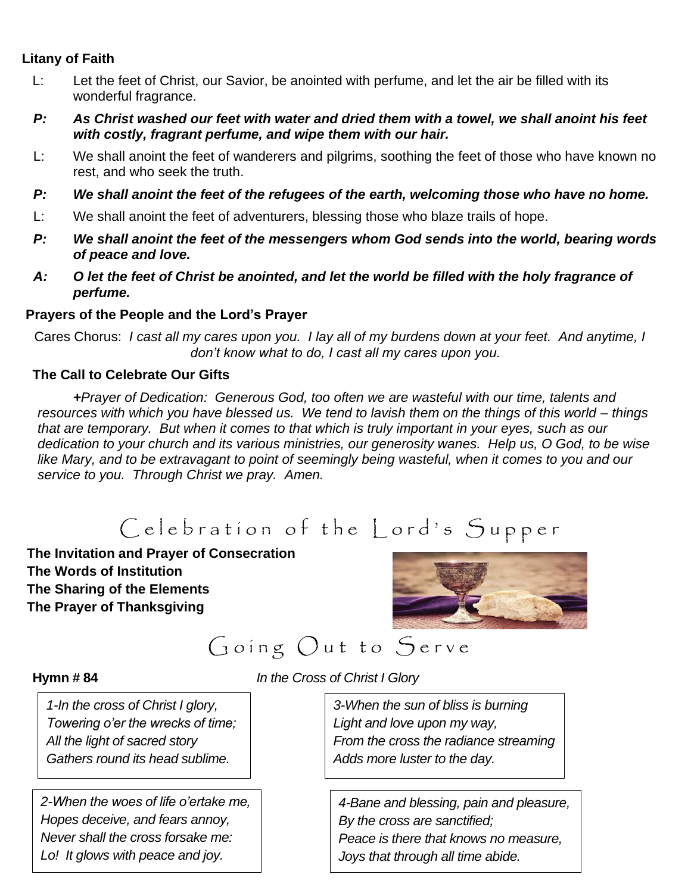**Litany of Faith**

L: Let the feet of Christ, our Savior, be anointed with perfume, and let the air be filled with its wonderful fragrance.

***P: As Christ washed our feet with water and dried them with a towel, we shall anoint his feet with costly, fragrant perfume, and wipe them with our hair.***

L: We shall anoint the feet of wanderers and pilgrims, soothing the feet of those who have known no rest, and who seek the truth.

***P: We shall anoint the feet of the refugees of the earth, welcoming those who have no home.***

L: We shall anoint the feet of adventurers, blessing those who blaze trails of hope.

***P: We shall anoint the feet of the messengers whom God sends into the world, bearing words of peace and love.***

***A: O let the feet of Christ be anointed, and let the world be filled with the holy fragrance of perfume.***

**Prayers of the People and the Lord's Prayer**

Cares Chorus: *I cast all my cares upon you. I lay all of my burdens down at your feet. And anytime, I don't know what to do, I cast all my cares upon you.*

**The Call to Celebrate Our Gifts**

***+****Prayer of Dedication: Generous God, too often we are wasteful with our time, talents and resources with which you have blessed us. We tend to lavish them on the things of this world – things that are temporary. But when it comes to that which is truly important in your eyes, such as our dedication to your church and its various ministries, our generosity wanes. Help us, O God, to be wise like Mary, and to be extravagant to point of seemingly being wasteful, when it comes to you and our service to you. Through Christ we pray. Amen.*

# Celebration of the Lord's Supper

**The Invitation and Prayer of Consecration**
**The Words of Institution**
**The Sharing of the Elements**
**The Prayer of Thanksgiving**

# Going Out to Serve

**Hymn # 84** *In the Cross of Christ I Glory*

*1-In the cross of Christ I glory,*
*Towering o'er the wrecks of time;*
*All the light of sacred story*
*Gathers round its head sublime.*

*2-When the woes of life o'ertake me,*
*Hopes deceive, and fears annoy,*
*Never shall the cross forsake me:*
*Lo! It glows with peace and joy.*

*3-When the sun of bliss is burning*
*Light and love upon my way,*
*From the cross the radiance streaming*
*Adds more luster to the day.*

*4-Bane and blessing, pain and pleasure,*
*By the cross are sanctified;*
*Peace is there that knows no measure,*
*Joys that through all time abide.*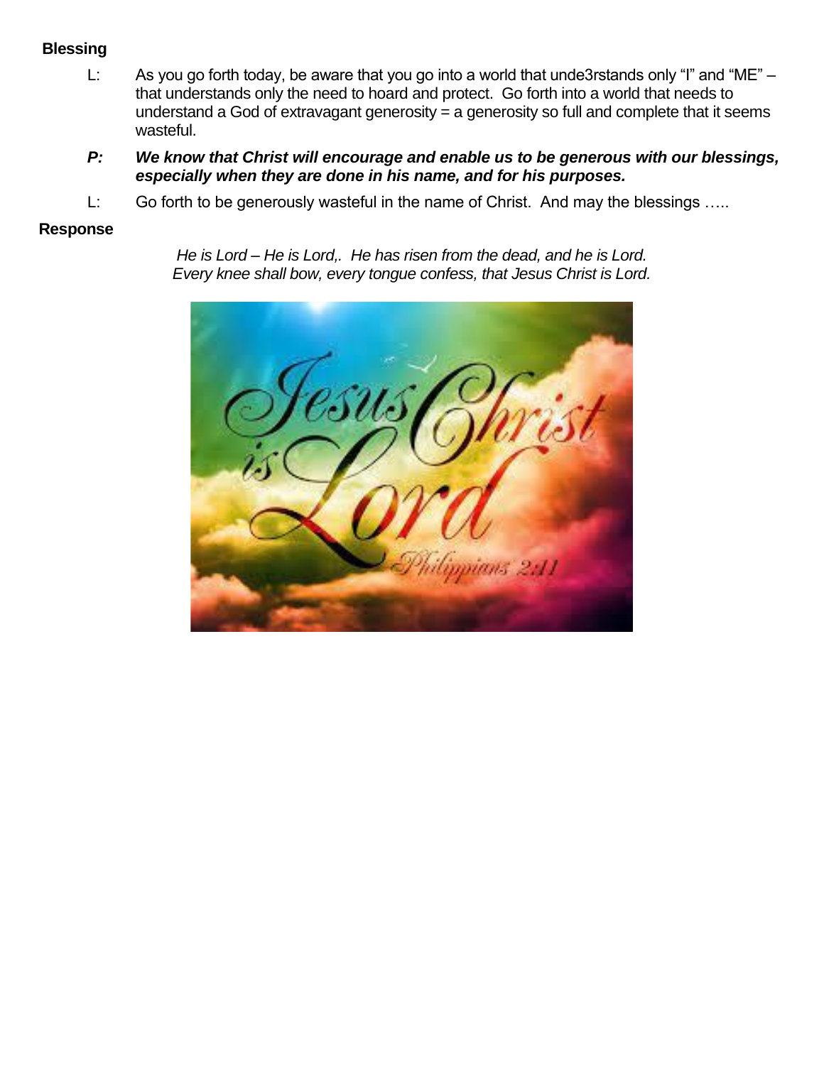**Blessing**

L: As you go forth today, be aware that you go into a world that unde3rstands only "I" and "ME" – that understands only the need to hoard and protect. Go forth into a world that needs to understand a God of extravagant generosity = a generosity so full and complete that it seems wasteful.

***P: We know that Christ will encourage and enable us to be generous with our blessings, especially when they are done in his name, and for his purposes.***

L: Go forth to be generously wasteful in the name of Christ. And may the blessings …..

**Response**

*He is Lord – He is Lord,. He has risen from the dead, and he is Lord.*
*Every knee shall bow, every tongue confess, that Jesus Christ is Lord.*